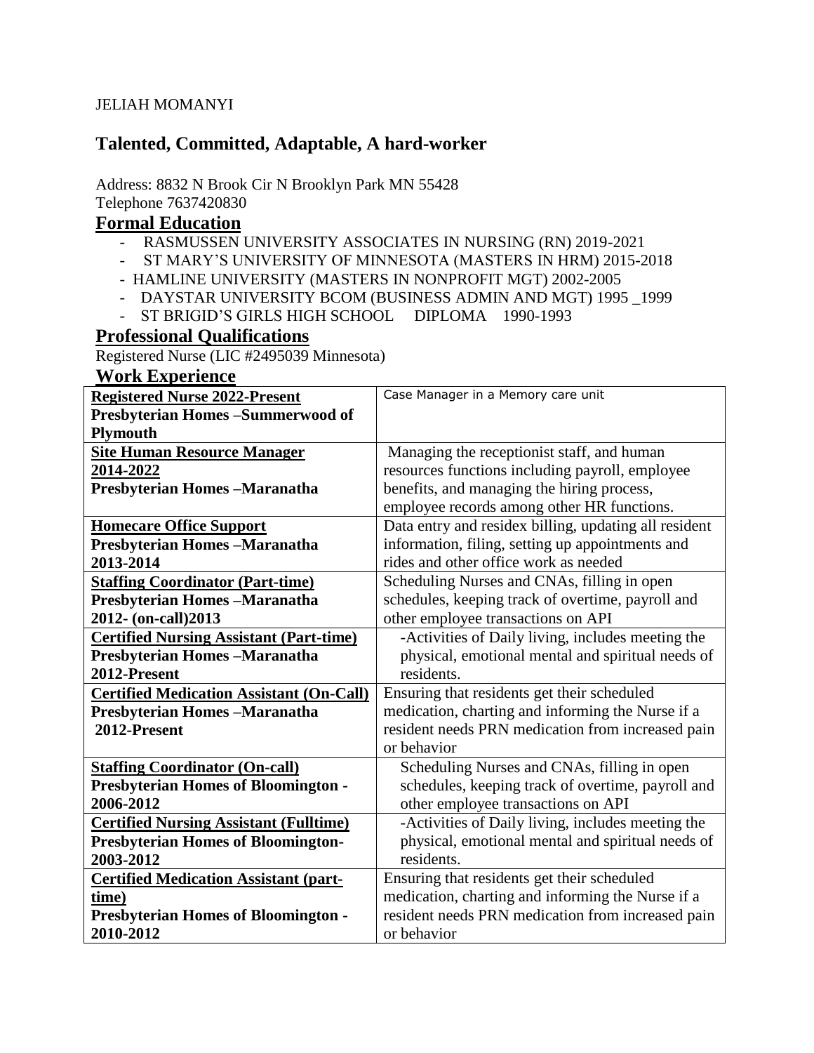JELIAH MOMANYI

## Talented, Committed, Adaptable, A hard-worker

Address: 8832 N Brook Cir N Brooklyn Park MN 55428
Telephone 7637420830

## Formal Education

- RASMUSSEN UNIVERSITY ASSOCIATES IN NURSING (RN) 2019-2021
- ST MARY'S UNIVERSITY OF MINNESOTA (MASTERS IN HRM) 2015-2018
- HAMLINE UNIVERSITY (MASTERS IN NONPROFIT MGT) 2002-2005
- DAYSTAR UNIVERSITY BCOM (BUSINESS ADMIN AND MGT) 1995 _1999
- ST BRIGID'S GIRLS HIGH SCHOOL DIPLOMA 1990-1993

## Professional Qualifications

Registered Nurse (LIC #2495039 Minnesota)

## Work Experience

| Position | Description |
|---|---|
| **Registered Nurse 2022-Present**<br>**Presbyterian Homes –Summerwood of Plymouth** | Case Manager in a Memory care unit |
| **Site Human Resource Manager**<br>**2014-2022**<br>**Presbyterian Homes –Maranatha** | Managing the receptionist staff, and human resources functions including payroll, employee benefits, and managing the hiring process, employee records among other HR functions. |
| **Homecare Office Support**<br>**Presbyterian Homes –Maranatha**<br>**2013-2014** | Data entry and residex billing, updating all resident information, filing, setting up appointments and rides and other office work as needed |
| **Staffing Coordinator (Part-time)**<br>**Presbyterian Homes –Maranatha**<br>**2012- (on-call)2013** | Scheduling Nurses and CNAs, filling in open schedules, keeping track of overtime, payroll and other employee transactions on API |
| **Certified Nursing Assistant (Part-time)**<br>**Presbyterian Homes –Maranatha**<br>**2012-Present** | -Activities of Daily living, includes meeting the physical, emotional mental and spiritual needs of residents. |
| **Certified Medication Assistant (On-Call)**<br>**Presbyterian Homes –Maranatha**<br>**2012-Present** | Ensuring that residents get their scheduled medication, charting and informing the Nurse if a resident needs PRN medication from increased pain or behavior |
| **Staffing Coordinator (On-call)**<br>**Presbyterian Homes of Bloomington -**<br>**2006-2012** | Scheduling Nurses and CNAs, filling in open schedules, keeping track of overtime, payroll and other employee transactions on API |
| **Certified Nursing Assistant (Fulltime)**<br>**Presbyterian Homes of Bloomington-**<br>**2003-2012** | -Activities of Daily living, includes meeting the physical, emotional mental and spiritual needs of residents. |
| **Certified Medication Assistant (part-time)**<br>**Presbyterian Homes of Bloomington -**<br>**2010-2012** | Ensuring that residents get their scheduled medication, charting and informing the Nurse if a resident needs PRN medication from increased pain or behavior |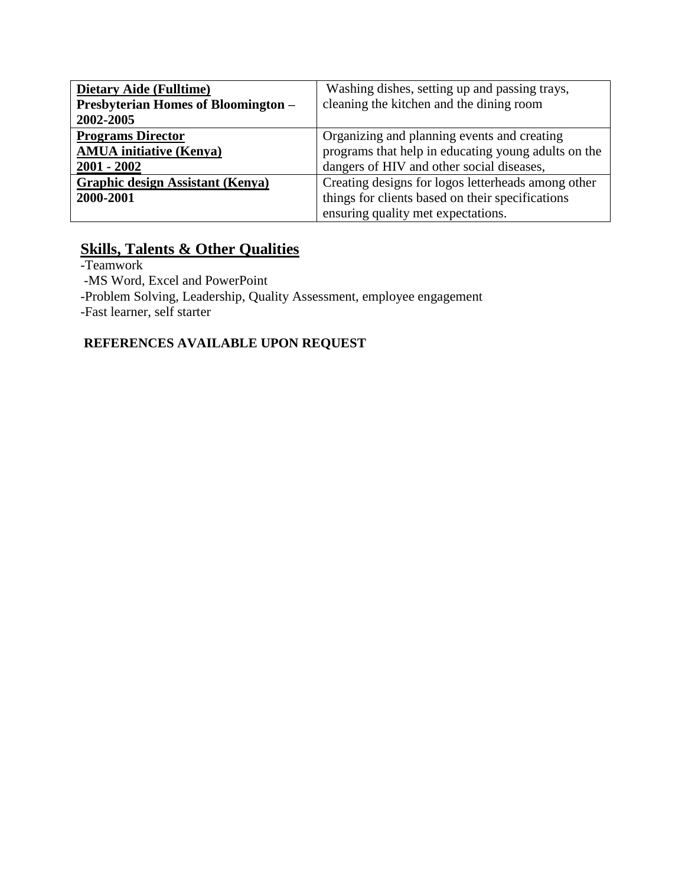| | |
|---|---|
| **Dietary Aide (Fulltime)**<br>**Presbyterian Homes of Bloomington – 2002-2005** | Washing dishes, setting up and passing trays, cleaning the kitchen and the dining room |
| **Programs Director**<br>**AMUA initiative (Kenya)**<br>**2001 - 2002** | Organizing and planning events and creating programs that help in educating young adults on the dangers of HIV and other social diseases, |
| **Graphic design Assistant (Kenya)**<br>**2000-2001** | Creating designs for logos letterheads among other things for clients based on their specifications ensuring quality met expectations. |

## Skills, Talents & Other Qualities

-Teamwork
-MS Word, Excel and PowerPoint
-Problem Solving, Leadership, Quality Assessment, employee engagement
-Fast learner, self starter

**REFERENCES AVAILABLE UPON REQUEST**